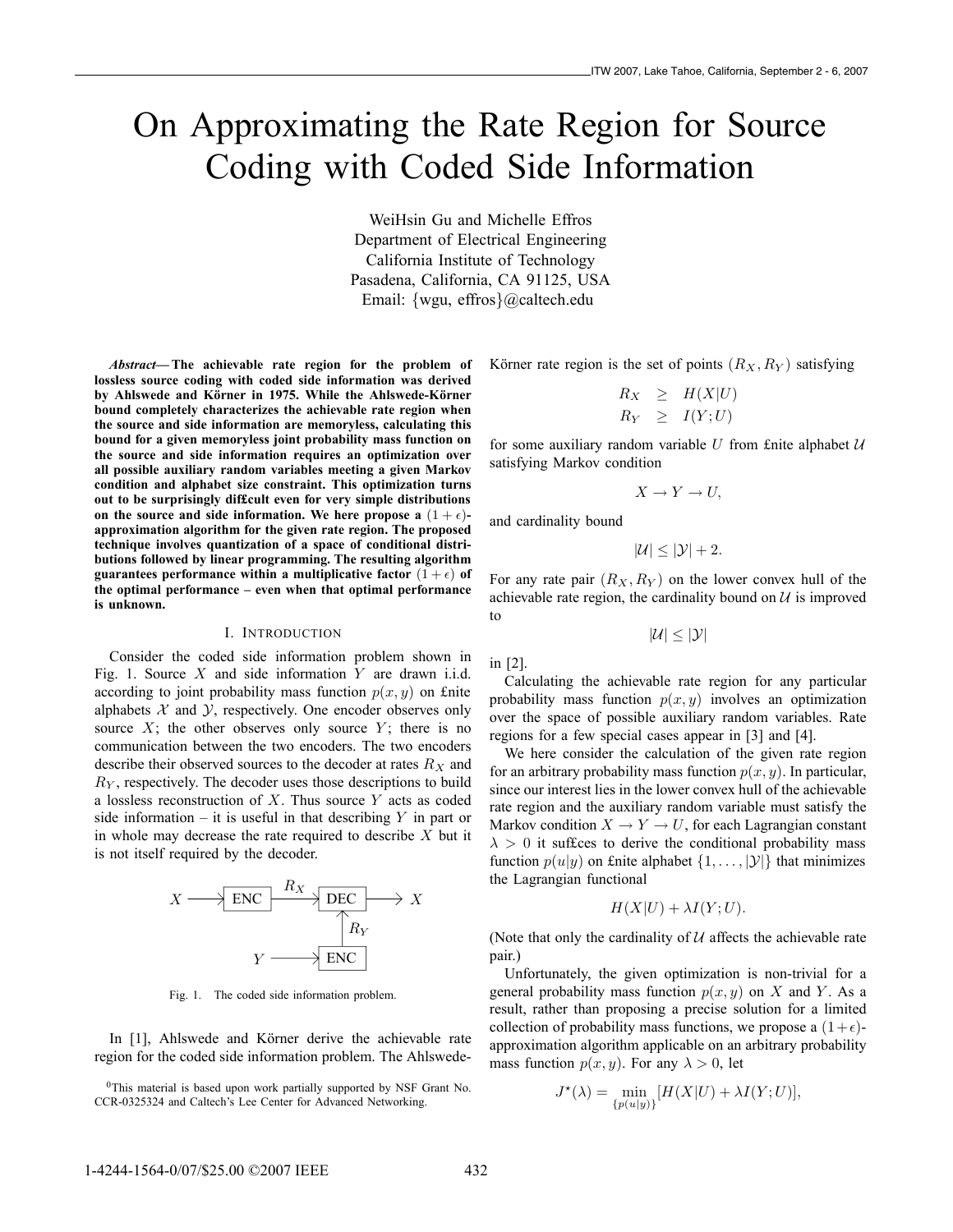# On Approximating the Rate Region for Source Coding with Coded Side Information

WeiHsin Gu and Michelle Effros
Department of Electrical Engineering
California Institute of Technology
Pasadena, California, CA 91125, USA
Email: {wgu, effros}@caltech.edu

***Abstract*— The achievable rate region for the problem of lossless source coding with coded side information was derived by Ahlswede and Körner in 1975. While the Ahlswede-Körner bound completely characterizes the achievable rate region when the source and side information are memoryless, calculating this bound for a given memoryless joint probability mass function on the source and side information requires an optimization over all possible auxiliary random variables meeting a given Markov condition and alphabet size constraint. This optimization turns out to be surprisingly difficult even for very simple distributions on the source and side information. We here propose a $(1+\epsilon)$-approximation algorithm for the given rate region. The proposed technique involves quantization of a space of conditional distributions followed by linear programming. The resulting algorithm guarantees performance within a multiplicative factor $(1+\epsilon)$ of the optimal performance – even when that optimal performance is unknown.**

## I. Introduction

Consider the coded side information problem shown in Fig. 1. Source $X$ and side information $Y$ are drawn i.i.d. according to joint probability mass function $p(x,y)$ on finite alphabets $\mathcal{X}$ and $\mathcal{Y}$, respectively. One encoder observes only source $X$; the other observes only source $Y$; there is no communication between the two encoders. The two encoders describe their observed sources to the decoder at rates $R_X$ and $R_Y$, respectively. The decoder uses those descriptions to build a lossless reconstruction of $X$. Thus source $Y$ acts as coded side information – it is useful in that describing $Y$ in part or in whole may decrease the rate required to describe $X$ but it is not itself required by the decoder.

Fig. 1. The coded side information problem.

In [1], Ahlswede and Körner derive the achievable rate region for the coded side information problem. The Ahlswede-Körner rate region is the set of points $(R_X, R_Y)$ satisfying

$$
\begin{aligned}
R_X &\geq H(X|U) \\
R_Y &\geq I(Y;U)
\end{aligned}
$$

for some auxiliary random variable $U$ from finite alphabet $\mathcal{U}$ satisfying Markov condition

$$X \to Y \to U,$$

and cardinality bound

$$|\mathcal{U}| \leq |\mathcal{Y}| + 2.$$

For any rate pair $(R_X, R_Y)$ on the lower convex hull of the achievable rate region, the cardinality bound on $\mathcal{U}$ is improved to

$$|\mathcal{U}| \leq |\mathcal{Y}|$$

in [2].

Calculating the achievable rate region for any particular probability mass function $p(x,y)$ involves an optimization over the space of possible auxiliary random variables. Rate regions for a few special cases appear in [3] and [4].

We here consider the calculation of the given rate region for an arbitrary probability mass function $p(x,y)$. In particular, since our interest lies in the lower convex hull of the achievable rate region and the auxiliary random variable must satisfy the Markov condition $X \to Y \to U$, for each Lagrangian constant $\lambda > 0$ it suffices to derive the conditional probability mass function $p(u|y)$ on finite alphabet $\{1, \ldots, |\mathcal{Y}|\}$ that minimizes the Lagrangian functional

$$H(X|U) + \lambda I(Y;U).$$

(Note that only the cardinality of $\mathcal{U}$ affects the achievable rate pair.)

Unfortunately, the given optimization is non-trivial for a general probability mass function $p(x,y)$ on $X$ and $Y$. As a result, rather than proposing a precise solution for a limited collection of probability mass functions, we propose a $(1+\epsilon)$-approximation algorithm applicable on an arbitrary probability mass function $p(x,y)$. For any $\lambda > 0$, let

$$J^\star(\lambda) = \min_{\{p(u|y)\}} [H(X|U) + \lambda I(Y;U)],$$

[0] This material is based upon work partially supported by NSF Grant No. CCR-0325324 and Caltech's Lee Center for Advanced Networking.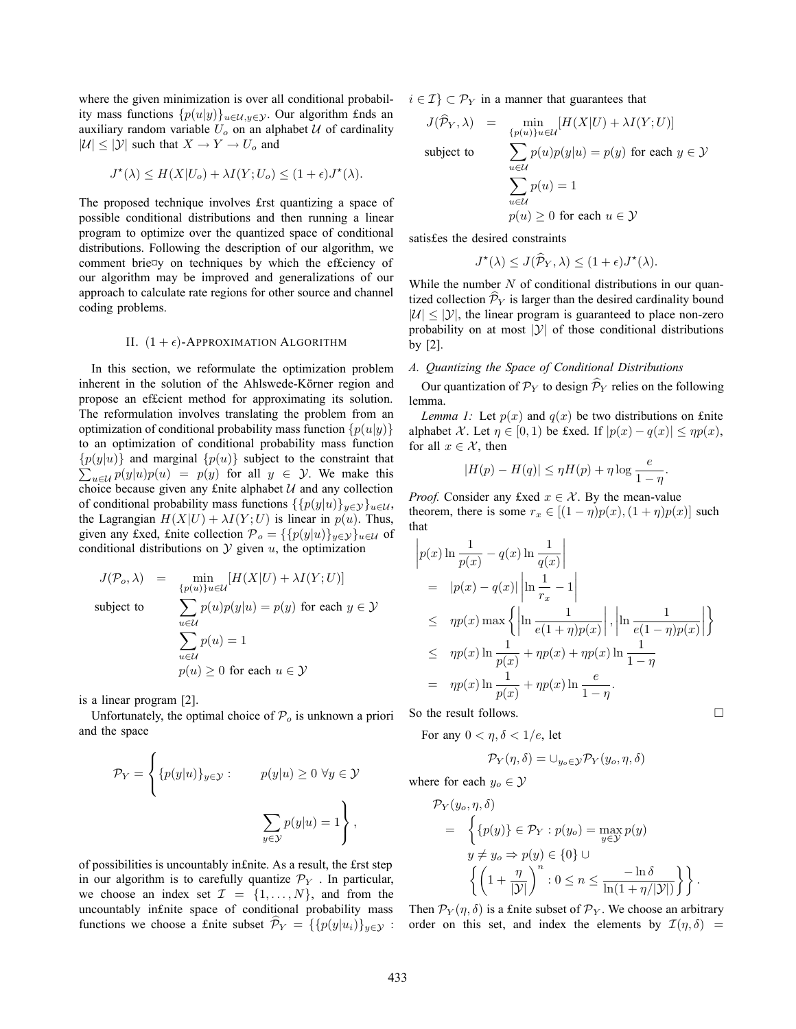where the given minimization is over all conditional probability mass functions $\{p(u|y)\}_{u\in\mathcal{U},y\in\mathcal{Y}}$. Our algorithm finds an auxiliary random variable $U_o$ on an alphabet $\mathcal{U}$ of cardinality $|\mathcal{U}| \leq |\mathcal{Y}|$ such that $X \to Y \to U_o$ and

$$J^\star(\lambda) \leq H(X|U_o) + \lambda I(Y;U_o) \leq (1+\epsilon)J^\star(\lambda).$$

The proposed technique involves first quantizing a space of possible conditional distributions and then running a linear program to optimize over the quantized space of conditional distributions. Following the description of our algorithm, we comment briefly on techniques by which the efficiency of our algorithm may be improved and generalizations of our approach to calculate rate regions for other source and channel coding problems.

## II. $(1+\epsilon)$-Approximation Algorithm

In this section, we reformulate the optimization problem inherent in the solution of the Ahlswede-Körner region and propose an efficient method for approximating its solution. The reformulation involves translating the problem from an optimization of conditional probability mass function $\{p(u|y)\}$ to an optimization of conditional probability mass function $\{p(y|u)\}$ and marginal $\{p(u)\}$ subject to the constraint that $\sum_{u\in\mathcal{U}} p(y|u)p(u) = p(y)$ for all $y \in \mathcal{Y}$. We make this choice because given any finite alphabet $\mathcal{U}$ and any collection of conditional probability mass functions $\{\{p(y|u)\}_{y\in\mathcal{Y}}\}_{u\in\mathcal{U}}$, the Lagrangian $H(X|U) + \lambda I(Y;U)$ is linear in $p(u)$. Thus, given any fixed, finite collection $\mathcal{P}_o = \{\{p(y|u)\}_{y\in\mathcal{Y}}\}_{u\in\mathcal{U}}$ of conditional distributions on $\mathcal{Y}$ given $u$, the optimization

$$\begin{aligned}
J(\mathcal{P}_o,\lambda) &= \min_{\{p(u)\}_{u\in\mathcal{U}}} [H(X|U) + \lambda I(Y;U)] \\
\text{subject to} \quad & \sum_{u\in\mathcal{U}} p(u)p(y|u) = p(y) \text{ for each } y \in \mathcal{Y} \\
& \sum_{u\in\mathcal{U}} p(u) = 1 \\
& p(u) \geq 0 \text{ for each } u \in \mathcal{Y}
\end{aligned}$$

is a linear program [2].

Unfortunately, the optimal choice of $\mathcal{P}_o$ is unknown a priori and the space

$$\mathcal{P}_Y = \left\{ \{p(y|u)\}_{y\in\mathcal{Y}} : \quad p(y|u) \geq 0 \;\forall y \in \mathcal{Y} \quad \sum_{y\in\mathcal{Y}} p(y|u) = 1 \right\},$$

of possibilities is uncountably infinite. As a result, the first step in our algorithm is to carefully quantize $\mathcal{P}_Y$. In particular, we choose an index set $\mathcal{I} = \{1,\ldots,N\}$, and from the uncountably infinite space of conditional probability mass functions we choose a finite subset $\widehat{\mathcal{P}}_Y = \{\{p(y|u_i)\}_{y\in\mathcal{Y}} : i \in \mathcal{I}\} \subset \mathcal{P}_Y$ in a manner that guarantees that

$$\begin{aligned}
J(\widehat{\mathcal{P}}_Y,\lambda) &= \min_{\{p(u)\}_{u\in\mathcal{U}}} [H(X|U) + \lambda I(Y;U)] \\
\text{subject to} \quad & \sum_{u\in\mathcal{U}} p(u)p(y|u) = p(y) \text{ for each } y \in \mathcal{Y} \\
& \sum_{u\in\mathcal{U}} p(u) = 1 \\
& p(u) \geq 0 \text{ for each } u \in \mathcal{Y}
\end{aligned}$$

satisfies the desired constraints

$$J^\star(\lambda) \leq J(\widehat{\mathcal{P}}_Y,\lambda) \leq (1+\epsilon)J^\star(\lambda).$$

While the number $N$ of conditional distributions in our quantized collection $\widehat{\mathcal{P}}_Y$ is larger than the desired cardinality bound $|\mathcal{U}| \leq |\mathcal{Y}|$, the linear program is guaranteed to place non-zero probability on at most $|\mathcal{Y}|$ of those conditional distributions by [2].

### A. Quantizing the Space of Conditional Distributions

Our quantization of $\mathcal{P}_Y$ to design $\widehat{\mathcal{P}}_Y$ relies on the following lemma.

*Lemma 1:* Let $p(x)$ and $q(x)$ be two distributions on finite alphabet $\mathcal{X}$. Let $\eta \in [0,1)$ be fixed. If $|p(x) - q(x)| \leq \eta p(x)$, for all $x \in \mathcal{X}$, then

$$|H(p) - H(q)| \leq \eta H(p) + \eta \log \frac{e}{1-\eta}.$$

*Proof.* Consider any fixed $x \in \mathcal{X}$. By the mean-value theorem, there is some $r_x \in [(1-\eta)p(x), (1+\eta)p(x)]$ such that

$$\begin{aligned}
&\left| p(x)\ln\frac{1}{p(x)} - q(x)\ln\frac{1}{q(x)} \right| \\
&= |p(x) - q(x)| \left| \ln\frac{1}{r_x} - 1 \right| \\
&\leq \eta p(x) \max\left\{ \left| \ln\frac{1}{e(1+\eta)p(x)} \right|, \left| \ln\frac{1}{e(1-\eta)p(x)} \right| \right\} \\
&\leq \eta p(x)\ln\frac{1}{p(x)} + \eta p(x) + \eta p(x)\ln\frac{1}{1-\eta} \\
&= \eta p(x)\ln\frac{1}{p(x)} + \eta p(x)\ln\frac{e}{1-\eta}.
\end{aligned}$$

So the result follows. □

For any $0 < \eta, \delta < 1/e$, let

$$\mathcal{P}_Y(\eta,\delta) = \cup_{y_o\in\mathcal{Y}} \mathcal{P}_Y(y_o,\eta,\delta)$$

where for each $y_o \in \mathcal{Y}$

$$\begin{aligned}
&\mathcal{P}_Y(y_o,\eta,\delta) \\
&= \Bigg\{ \{p(y)\} \in \mathcal{P}_Y : p(y_o) = \max_{y\in\mathcal{Y}} p(y) \\
&\quad y \neq y_o \Rightarrow p(y) \in \{0\} \cup \\
&\quad \left\{ \left(1 + \frac{\eta}{|\mathcal{Y}|}\right)^n : 0 \leq n \leq \frac{-\ln\delta}{\ln(1+\eta/|\mathcal{Y}|)} \right\} \Bigg\}.
\end{aligned}$$

Then $\mathcal{P}_Y(\eta,\delta)$ is a finite subset of $\mathcal{P}_Y$. We choose an arbitrary order on this set, and index the elements by $\mathcal{I}(\eta,\delta) =$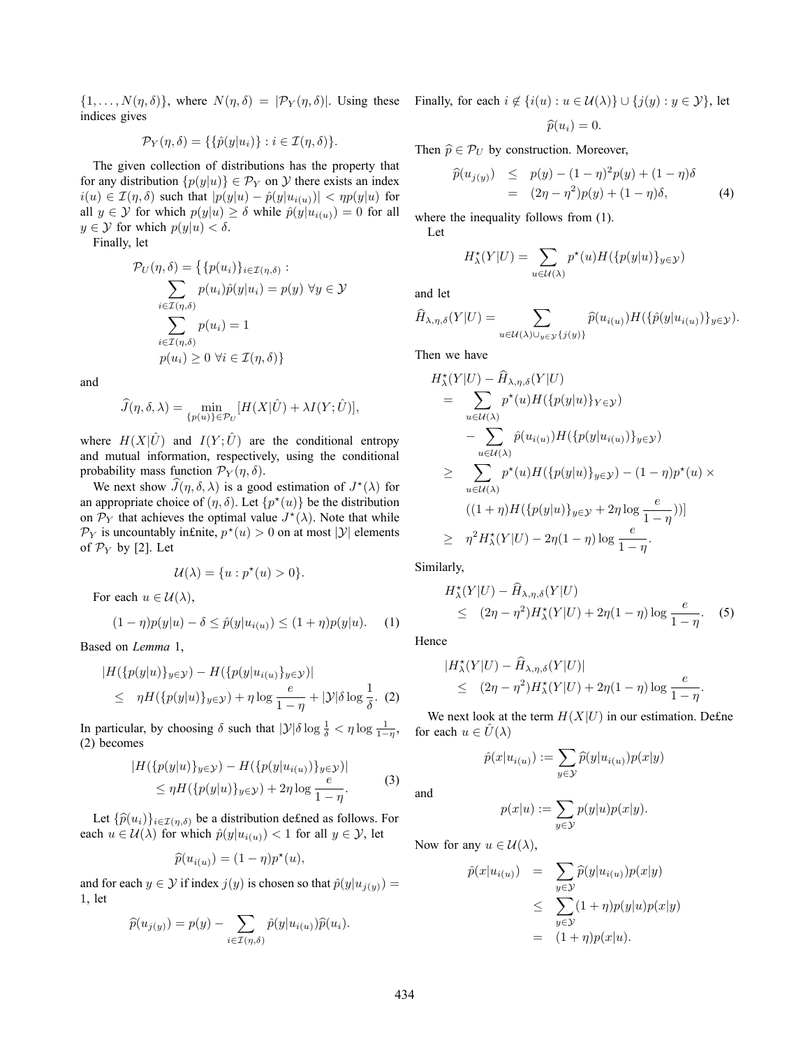$\{1, \dots, N(\eta, \delta)\}$, where $N(\eta, \delta) = |\mathcal{P}_Y(\eta, \delta)|$. Using these indices gives

$$\mathcal{P}_Y(\eta, \delta) = \{\{\hat{p}(y|u_i)\} : i \in \mathcal{I}(\eta, \delta)\}.$$

The given collection of distributions has the property that for any distribution $\{p(y|u)\} \in \mathcal{P}_Y$ on $\mathcal{Y}$ there exists an index $i(u) \in \mathcal{I}(\eta, \delta)$ such that $|p(y|u) - \hat{p}(y|u_{i(u)})| < \eta p(y|u)$ for all $y \in \mathcal{Y}$ for which $p(y|u) \geq \delta$ while $\hat{p}(y|u_{i(u)}) = 0$ for all $y \in \mathcal{Y}$ for which $p(y|u) < \delta$.

Finally, let

$$\begin{aligned}
\mathcal{P}_U(\eta, \delta) = \big\{ &\{p(u_i)\}_{i \in \mathcal{I}(\eta,\delta)} : \\
&\sum_{i \in \mathcal{I}(\eta,\delta)} p(u_i)\hat{p}(y|u_i) = p(y) \ \forall y \in \mathcal{Y} \\
&\sum_{i \in \mathcal{I}(\eta,\delta)} p(u_i) = 1 \\
&p(u_i) \geq 0 \ \forall i \in \mathcal{I}(\eta, \delta)\big\}
\end{aligned}$$

and

$$\widehat{J}(\eta, \delta, \lambda) = \min_{\{p(u)\} \in \mathcal{P}_U} [H(X|\hat{U}) + \lambda I(Y; \hat{U})],$$

where $H(X|\hat{U})$ and $I(Y;\hat{U})$ are the conditional entropy and mutual information, respectively, using the conditional probability mass function $\mathcal{P}_Y(\eta, \delta)$.

We next show $\widehat{J}(\eta, \delta, \lambda)$ is a good estimation of $J^\star(\lambda)$ for an appropriate choice of $(\eta, \delta)$. Let $\{p^\star(u)\}$ be the distribution on $\mathcal{P}_Y$ that achieves the optimal value $J^\star(\lambda)$. Note that while $\mathcal{P}_Y$ is uncountably infinite, $p^\star(u) > 0$ on at most $|\mathcal{Y}|$ elements of $\mathcal{P}_Y$ by [2]. Let

$$\mathcal{U}(\lambda) = \{u : p^\star(u) > 0\}.$$

For each $u \in \mathcal{U}(\lambda)$,

$$(1 - \eta)p(y|u) - \delta \leq \hat{p}(y|u_{i(u)}) \leq (1 + \eta)p(y|u). \tag{1}$$

Based on *Lemma* 1,

$$\begin{aligned}
&|H(\{p(y|u)\}_{y\in\mathcal{Y}}) - H(\{p(y|u_{i(u)}\}_{y\in\mathcal{Y}})| \\
&\leq \ \ \eta H(\{p(y|u)\}_{y\in\mathcal{Y}}) + \eta \log \frac{e}{1-\eta} + |\mathcal{Y}|\delta \log \frac{1}{\delta}.
\end{aligned} \tag{2}$$

In particular, by choosing $\delta$ such that $|\mathcal{Y}|\delta \log \frac{1}{\delta} < \eta \log \frac{1}{1-\eta}$, (2) becomes

$$\begin{aligned}
&|H(\{p(y|u)\}_{y\in\mathcal{Y}}) - H(\{p(y|u_{i(u)})\}_{y\in\mathcal{Y}})| \\
&\leq \eta H(\{p(y|u)\}_{y\in\mathcal{Y}}) + 2\eta \log \frac{e}{1-\eta}.
\end{aligned} \tag{3}$$

Let $\{\widehat{p}(u_i)\}_{i \in \mathcal{I}(\eta,\delta)}$ be a distribution defined as follows. For each $u \in \mathcal{U}(\lambda)$ for which $\hat{p}(y|u_{i(u)}) < 1$ for all $y \in \mathcal{Y}$, let

$$\widehat{p}(u_{i(u)}) = (1 - \eta)p^\star(u),$$

and for each $y \in \mathcal{Y}$ if index $j(y)$ is chosen so that $\hat{p}(y|u_{j(y)}) = 1$, let

$$\widehat{p}(u_{j(y)}) = p(y) - \sum_{i \in \mathcal{I}(\eta,\delta)} \hat{p}(y|u_{i(u)})\widehat{p}(u_i).$$

Finally, for each $i \notin \{i(u) : u \in \mathcal{U}(\lambda)\} \cup \{j(y) : y \in \mathcal{Y}\}$, let

$$\widehat{p}(u_i) = 0.$$

Then $\widehat{p} \in \mathcal{P}_U$ by construction. Moreover,

$$\begin{aligned}
\widehat{p}(u_{j(y)}) &\leq p(y) - (1-\eta)^2 p(y) + (1-\eta)\delta \\
&= (2\eta - \eta^2)p(y) + (1-\eta)\delta,
\end{aligned} \tag{4}$$

where the inequality follows from (1).

Let

$$H^\star_\lambda(Y|U) = \sum_{u \in \mathcal{U}(\lambda)} p^\star(u) H(\{p(y|u)\}_{y\in\mathcal{Y}})$$

and let

$$\widehat{H}_{\lambda,\eta,\delta}(Y|U) = \sum_{u \in \mathcal{U}(\lambda) \cup_{y\in\mathcal{Y}}\{j(y)\}} \widehat{p}(u_{i(u)}) H(\{\hat{p}(y|u_{i(u)})\}_{y\in\mathcal{Y}}).$$

Then we have

$$\begin{aligned}
&H^\star_\lambda(Y|U) - \widehat{H}_{\lambda,\eta,\delta}(Y|U) \\
&= \sum_{u \in \mathcal{U}(\lambda)} p^\star(u) H(\{p(y|u)\}_{Y\in\mathcal{Y}}) \\
&\quad - \sum_{u \in \mathcal{U}(\lambda)} \hat{p}(u_{i(u)}) H(\{p(y|u_{i(u)})\}_{y\in\mathcal{Y}}) \\
&\geq \sum_{u \in \mathcal{U}(\lambda)} p^\star(u) H(\{p(y|u)\}_{y\in\mathcal{Y}}) - (1-\eta)p^\star(u) \times \\
&\quad ((1+\eta)H(\{p(y|u)\}_{y\in\mathcal{Y}} + 2\eta \log \frac{e}{1-\eta}))] \\
&\geq \eta^2 H^\star_\lambda(Y|U) - 2\eta(1-\eta)\log \frac{e}{1-\eta}.
\end{aligned}$$

Similarly,

$$\begin{aligned}
&H^\star_\lambda(Y|U) - \widehat{H}_{\lambda,\eta,\delta}(Y|U) \\
&\leq (2\eta - \eta^2)H^\star_\lambda(Y|U) + 2\eta(1-\eta)\log \frac{e}{1-\eta}.
\end{aligned} \tag{5}$$

Hence

$$\begin{aligned}
&|H^\star_\lambda(Y|U) - \widehat{H}_{\lambda,\eta,\delta}(Y|U)| \\
&\leq (2\eta - \eta^2)H^\star_\lambda(Y|U) + 2\eta(1-\eta)\log \frac{e}{1-\eta}.
\end{aligned}$$

We next look at the term $H(X|U)$ in our estimation. Define for each $u \in \hat{U}(\lambda)$

$$\hat{p}(x|u_{i(u)}) := \sum_{y\in\mathcal{Y}} \widehat{p}(y|u_{i(u)})p(x|y)$$

and

$$p(x|u) := \sum_{y\in\mathcal{Y}} p(y|u)p(x|y).$$

Now for any $u \in \mathcal{U}(\lambda)$,

$$\begin{aligned}
\hat{p}(x|u_{i(u)}) &= \sum_{y\in\mathcal{Y}} \widehat{p}(y|u_{i(u)})p(x|y) \\
&\leq \sum_{y\in\mathcal{Y}} (1+\eta)p(y|u)p(x|y) \\
&= (1+\eta)p(x|u).
\end{aligned}$$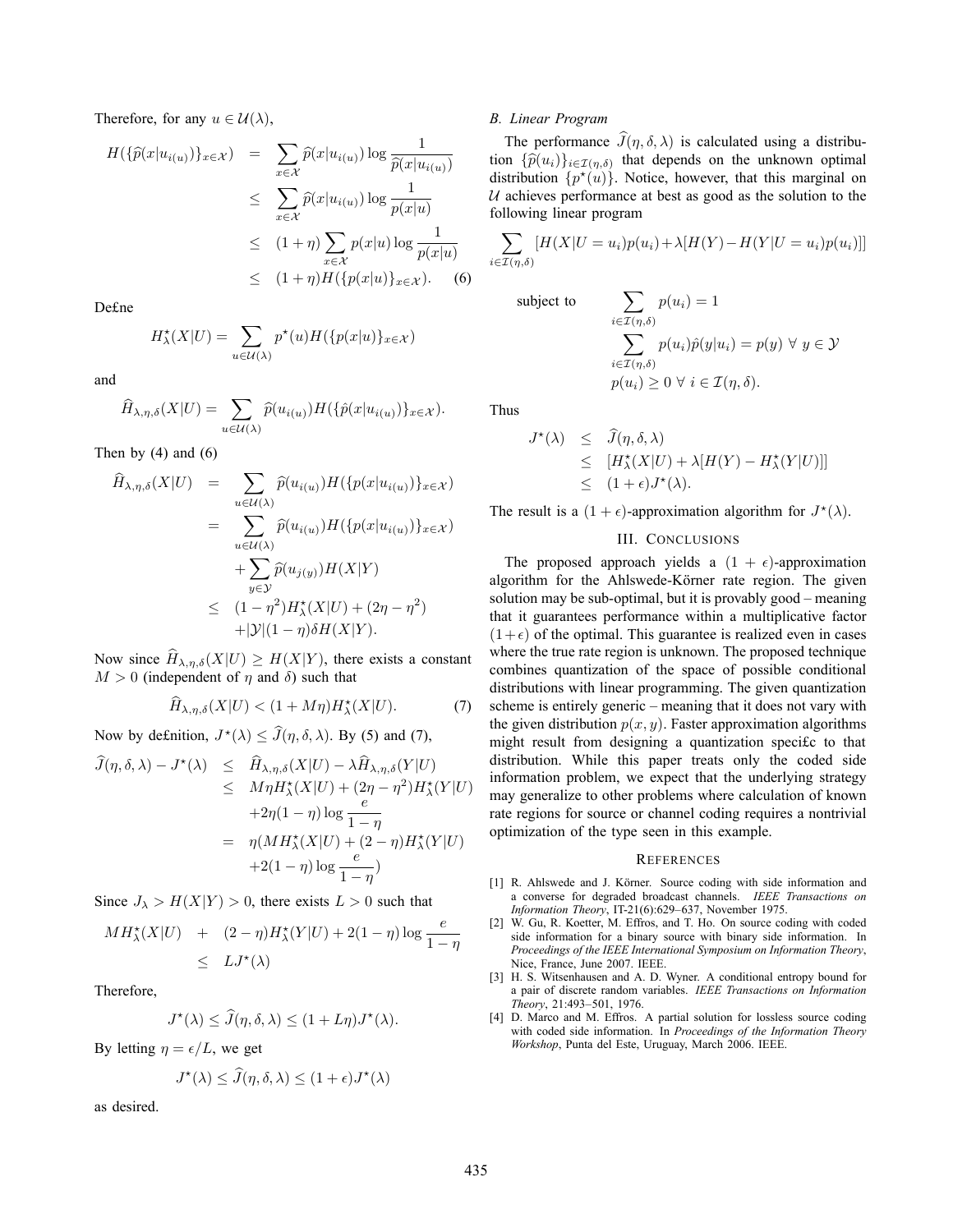Therefore, for any $u \in \mathcal{U}(\lambda)$,

$$
\begin{aligned}
H(\{\widehat{p}(x|u_{i(u)})\}_{x\in\mathcal{X}}) &= \sum_{x\in\mathcal{X}} \widehat{p}(x|u_{i(u)}) \log \frac{1}{\widehat{p}(x|u_{i(u)})} \\
&\leq \sum_{x\in\mathcal{X}} \widehat{p}(x|u_{i(u)}) \log \frac{1}{p(x|u)} \\
&\leq (1+\eta) \sum_{x\in\mathcal{X}} p(x|u) \log \frac{1}{p(x|u)} \\
&\leq (1+\eta) H(\{p(x|u)\}_{x\in\mathcal{X}}). \qquad (6)
\end{aligned}
$$

Define

$$
H^{\star}_{\lambda}(X|U) = \sum_{u\in\mathcal{U}(\lambda)} p^{\star}(u) H(\{p(x|u)\}_{x\in\mathcal{X}})
$$

and

$$
\widehat{H}_{\lambda,\eta,\delta}(X|U) = \sum_{u\in\mathcal{U}(\lambda)} \widehat{p}(u_{i(u)}) H(\{\hat{p}(x|u_{i(u)})\}_{x\in\mathcal{X}}).
$$

Then by (4) and (6)

$$
\begin{aligned}
\widehat{H}_{\lambda,\eta,\delta}(X|U) &= \sum_{u\in\mathcal{U}(\lambda)} \widehat{p}(u_{i(u)}) H(\{p(x|u_{i(u)})\}_{x\in\mathcal{X}}) \\
&= \sum_{u\in\mathcal{U}(\lambda)} \widehat{p}(u_{i(u)}) H(\{p(x|u_{i(u)})\}_{x\in\mathcal{X}}) \\
&\quad + \sum_{y\in\mathcal{Y}} \widehat{p}(u_{j(y)}) H(X|Y) \\
&\leq (1-\eta^2) H^{\star}_{\lambda}(X|U) + (2\eta - \eta^2) \\
&\quad + |\mathcal{Y}|(1-\eta)\delta H(X|Y).
\end{aligned}
$$

Now since $\widehat{H}_{\lambda,\eta,\delta}(X|U) \geq H(X|Y)$, there exists a constant $M > 0$ (independent of $\eta$ and $\delta$) such that

$$
\widehat{H}_{\lambda,\eta,\delta}(X|U) < (1 + M\eta) H^{\star}_{\lambda}(X|U). \qquad (7)
$$

Now by definition, $J^{\star}(\lambda) \leq \widehat{J}(\eta, \delta, \lambda)$. By (5) and (7),

$$
\begin{aligned}
\widehat{J}(\eta,\delta,\lambda) - J^{\star}(\lambda) &\leq \widehat{H}_{\lambda,\eta,\delta}(X|U) - \lambda \widehat{H}_{\lambda,\eta,\delta}(Y|U) \\
&\leq M\eta H^{\star}_{\lambda}(X|U) + (2\eta - \eta^2) H^{\star}_{\lambda}(Y|U) \\
&\quad + 2\eta(1-\eta) \log \frac{e}{1-\eta} \\
&= \eta(M H^{\star}_{\lambda}(X|U) + (2-\eta) H^{\star}_{\lambda}(Y|U) \\
&\quad + 2(1-\eta) \log \frac{e}{1-\eta})
\end{aligned}
$$

Since $J_{\lambda} > H(X|Y) > 0$, there exists $L > 0$ such that

$$
\begin{aligned}
M H^{\star}_{\lambda}(X|U) &+ (2-\eta) H^{\star}_{\lambda}(Y|U) + 2(1-\eta) \log \frac{e}{1-\eta} \\
&\leq L J^{\star}(\lambda)
\end{aligned}
$$

Therefore,

$$
J^{\star}(\lambda) \leq \widehat{J}(\eta,\delta,\lambda) \leq (1 + L\eta) J^{\star}(\lambda).
$$

By letting $\eta = \epsilon/L$, we get

$$
J^{\star}(\lambda) \leq \widehat{J}(\eta,\delta,\lambda) \leq (1+\epsilon) J^{\star}(\lambda)
$$

as desired.

### B. Linear Program

The performance $\widehat{J}(\eta, \delta, \lambda)$ is calculated using a distribution $\{\widehat{p}(u_i)\}_{i\in\mathcal{I}(\eta,\delta)}$ that depends on the unknown optimal distribution $\{p^{\star}(u)\}$. Notice, however, that this marginal on $\mathcal{U}$ achieves performance at best as good as the solution to the following linear program

$$
\sum_{i\in\mathcal{I}(\eta,\delta)} [H(X|U=u_i)p(u_i) + \lambda[H(Y) - H(Y|U=u_i)p(u_i)]]
$$

$$
\begin{aligned}
\text{subject to} \quad & \sum_{i\in\mathcal{I}(\eta,\delta)} p(u_i) = 1 \\
& \sum_{i\in\mathcal{I}(\eta,\delta)} p(u_i)\hat{p}(y|u_i) = p(y) \ \forall\ y \in \mathcal{Y} \\
& p(u_i) \geq 0 \ \forall\ i \in \mathcal{I}(\eta,\delta).
\end{aligned}
$$

Thus

$$
\begin{aligned}
J^{\star}(\lambda) &\leq \widehat{J}(\eta,\delta,\lambda) \\
&\leq [H^{\star}_{\lambda}(X|U) + \lambda[H(Y) - H^{\star}_{\lambda}(Y|U)]] \\
&\leq (1+\epsilon) J^{\star}(\lambda).
\end{aligned}
$$

The result is a $(1+\epsilon)$-approximation algorithm for $J^{\star}(\lambda)$.

## III. Conclusions

The proposed approach yields a $(1 + \epsilon)$-approximation algorithm for the Ahlswede-Körner rate region. The given solution may be sub-optimal, but it is provably good – meaning that it guarantees performance within a multiplicative factor $(1+\epsilon)$ of the optimal. This guarantee is realized even in cases where the true rate region is unknown. The proposed technique combines quantization of the space of possible conditional distributions with linear programming. The given quantization scheme is entirely generic – meaning that it does not vary with the given distribution $p(x, y)$. Faster approximation algorithms might result from designing a quantization specific to that distribution. While this paper treats only the coded side information problem, we expect that the underlying strategy may generalize to other problems where calculation of known rate regions for source or channel coding requires a nontrivial optimization of the type seen in this example.

## References

[1] R. Ahlswede and J. Körner. Source coding with side information and a converse for degraded broadcast channels. *IEEE Transactions on Information Theory*, IT-21(6):629–637, November 1975.

[2] W. Gu, R. Koetter, M. Effros, and T. Ho. On source coding with coded side information for a binary source with binary side information. In *Proceedings of the IEEE International Symposium on Information Theory*, Nice, France, June 2007. IEEE.

[3] H. S. Witsenhausen and A. D. Wyner. A conditional entropy bound for a pair of discrete random variables. *IEEE Transactions on Information Theory*, 21:493–501, 1976.

[4] D. Marco and M. Effros. A partial solution for lossless source coding with coded side information. In *Proceedings of the Information Theory Workshop*, Punta del Este, Uruguay, March 2006. IEEE.